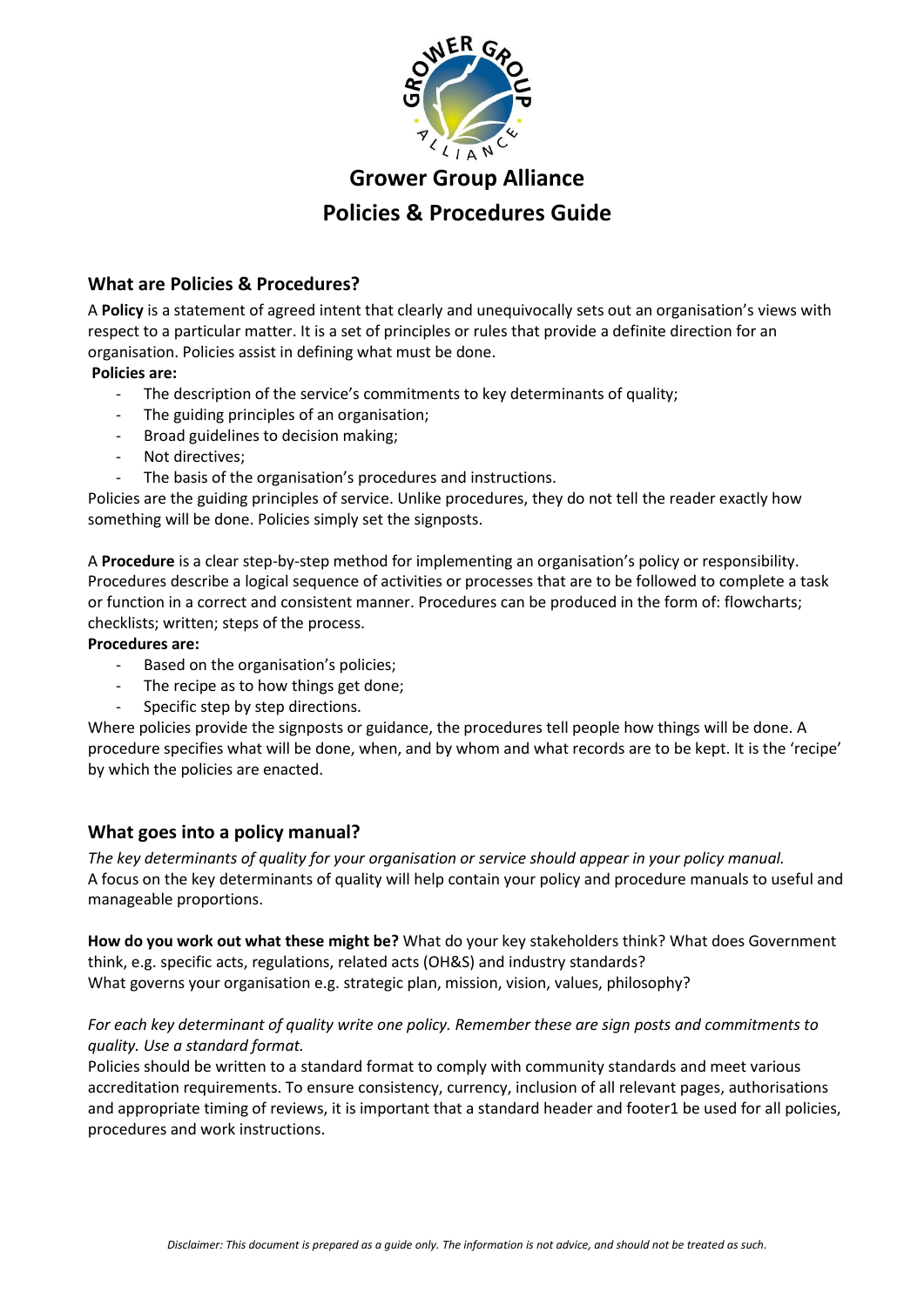# Grower Group Alliance
# Policies & Procedures Guide

## What are Policies & Procedures?

A **Policy** is a statement of agreed intent that clearly and unequivocally sets out an organisation's views with respect to a particular matter. It is a set of principles or rules that provide a definite direction for an organisation. Policies assist in defining what must be done.

**Policies are:**

- The description of the service's commitments to key determinants of quality;
- The guiding principles of an organisation;
- Broad guidelines to decision making;
- Not directives;
- The basis of the organisation's procedures and instructions.

Policies are the guiding principles of service. Unlike procedures, they do not tell the reader exactly how something will be done. Policies simply set the signposts.

A **Procedure** is a clear step-by-step method for implementing an organisation's policy or responsibility. Procedures describe a logical sequence of activities or processes that are to be followed to complete a task or function in a correct and consistent manner. Procedures can be produced in the form of: flowcharts; checklists; written; steps of the process.

**Procedures are:**

- Based on the organisation's policies;
- The recipe as to how things get done;
- Specific step by step directions.

Where policies provide the signposts or guidance, the procedures tell people how things will be done. A procedure specifies what will be done, when, and by whom and what records are to be kept. It is the 'recipe' by which the policies are enacted.

## What goes into a policy manual?

*The key determinants of quality for your organisation or service should appear in your policy manual.*
A focus on the key determinants of quality will help contain your policy and procedure manuals to useful and manageable proportions.

**How do you work out what these might be?** What do your key stakeholders think? What does Government think, e.g. specific acts, regulations, related acts (OH&S) and industry standards?
What governs your organisation e.g. strategic plan, mission, vision, values, philosophy?

*For each key determinant of quality write one policy. Remember these are sign posts and commitments to quality. Use a standard format.*
Policies should be written to a standard format to comply with community standards and meet various accreditation requirements. To ensure consistency, currency, inclusion of all relevant pages, authorisations and appropriate timing of reviews, it is important that a standard header and footer1 be used for all policies, procedures and work instructions.

*Disclaimer: This document is prepared as a guide only. The information is not advice, and should not be treated as such.*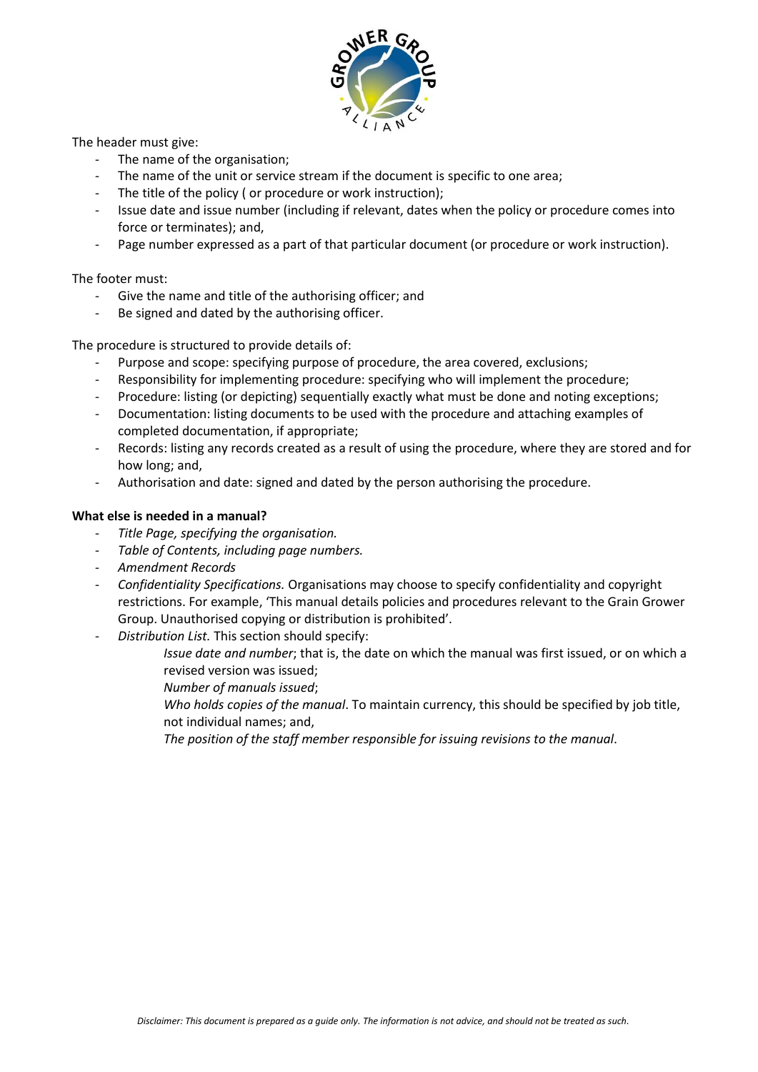The header must give:

- The name of the organisation;
- The name of the unit or service stream if the document is specific to one area;
- The title of the policy ( or procedure or work instruction);
- Issue date and issue number (including if relevant, dates when the policy or procedure comes into force or terminates); and,
- Page number expressed as a part of that particular document (or procedure or work instruction).

The footer must:

- Give the name and title of the authorising officer; and
- Be signed and dated by the authorising officer.

The procedure is structured to provide details of:

- Purpose and scope: specifying purpose of procedure, the area covered, exclusions;
- Responsibility for implementing procedure: specifying who will implement the procedure;
- Procedure: listing (or depicting) sequentially exactly what must be done and noting exceptions;
- Documentation: listing documents to be used with the procedure and attaching examples of completed documentation, if appropriate;
- Records: listing any records created as a result of using the procedure, where they are stored and for how long; and,
- Authorisation and date: signed and dated by the person authorising the procedure.

**What else is needed in a manual?**

- *Title Page, specifying the organisation.*
- *Table of Contents, including page numbers.*
- *Amendment Records*
- *Confidentiality Specifications.* Organisations may choose to specify confidentiality and copyright restrictions. For example, 'This manual details policies and procedures relevant to the Grain Grower Group. Unauthorised copying or distribution is prohibited'.
- *Distribution List.* This section should specify:

  *Issue date and number*; that is, the date on which the manual was first issued, or on which a revised version was issued;

  *Number of manuals issued*;

  *Who holds copies of the manual*. To maintain currency, this should be specified by job title, not individual names; and,

  *The position of the staff member responsible for issuing revisions to the manual*.

*Disclaimer: This document is prepared as a guide only. The information is not advice, and should not be treated as such.*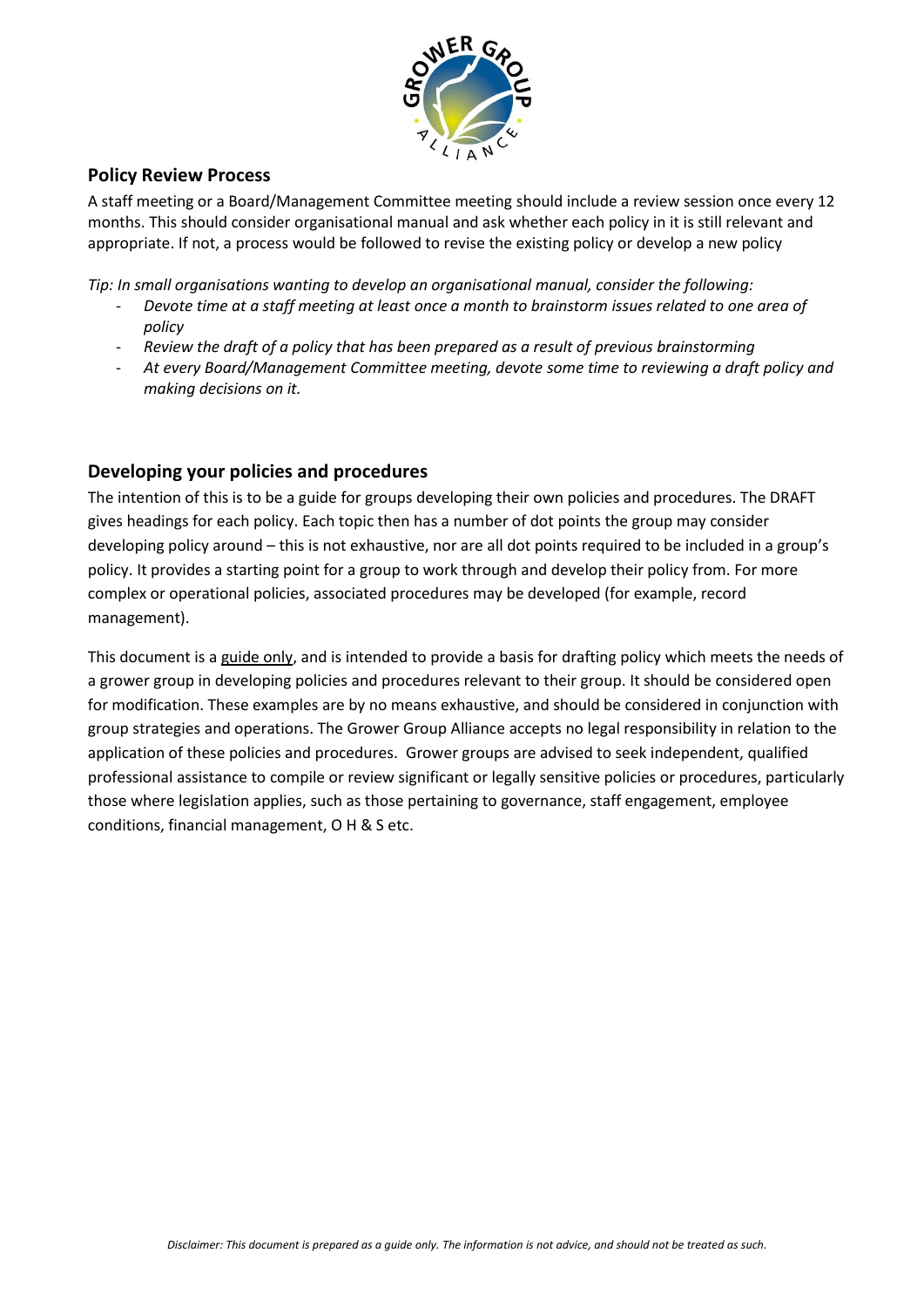## Policy Review Process

A staff meeting or a Board/Management Committee meeting should include a review session once every 12 months. This should consider organisational manual and ask whether each policy in it is still relevant and appropriate. If not, a process would be followed to revise the existing policy or develop a new policy

*Tip: In small organisations wanting to develop an organisational manual, consider the following:*

- *Devote time at a staff meeting at least once a month to brainstorm issues related to one area of policy*
- *Review the draft of a policy that has been prepared as a result of previous brainstorming*
- *At every Board/Management Committee meeting, devote some time to reviewing a draft policy and making decisions on it.*

## Developing your policies and procedures

The intention of this is to be a guide for groups developing their own policies and procedures. The DRAFT gives headings for each policy. Each topic then has a number of dot points the group may consider developing policy around – this is not exhaustive, nor are all dot points required to be included in a group's policy. It provides a starting point for a group to work through and develop their policy from. For more complex or operational policies, associated procedures may be developed (for example, record management).

This document is a guide only, and is intended to provide a basis for drafting policy which meets the needs of a grower group in developing policies and procedures relevant to their group. It should be considered open for modification. These examples are by no means exhaustive, and should be considered in conjunction with group strategies and operations. The Grower Group Alliance accepts no legal responsibility in relation to the application of these policies and procedures. Grower groups are advised to seek independent, qualified professional assistance to compile or review significant or legally sensitive policies or procedures, particularly those where legislation applies, such as those pertaining to governance, staff engagement, employee conditions, financial management, O H & S etc.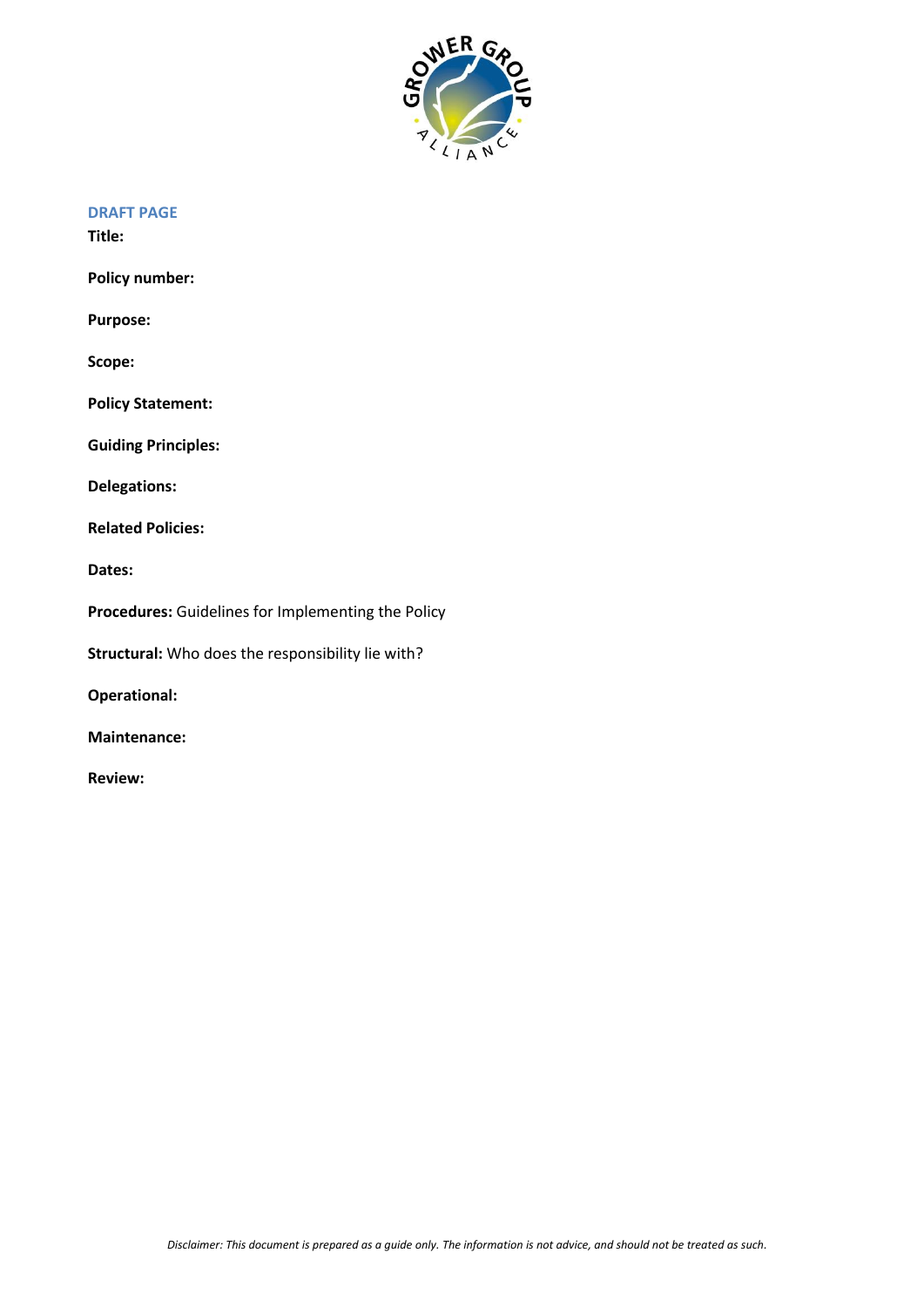DRAFT PAGE

**Title:**

**Policy number:**

**Purpose:**

**Scope:**

**Policy Statement:**

**Guiding Principles:**

**Delegations:**

**Related Policies:**

**Dates:**

**Procedures:** Guidelines for Implementing the Policy

**Structural:** Who does the responsibility lie with?

**Operational:**

**Maintenance:**

**Review:**

*Disclaimer: This document is prepared as a guide only. The information is not advice, and should not be treated as such.*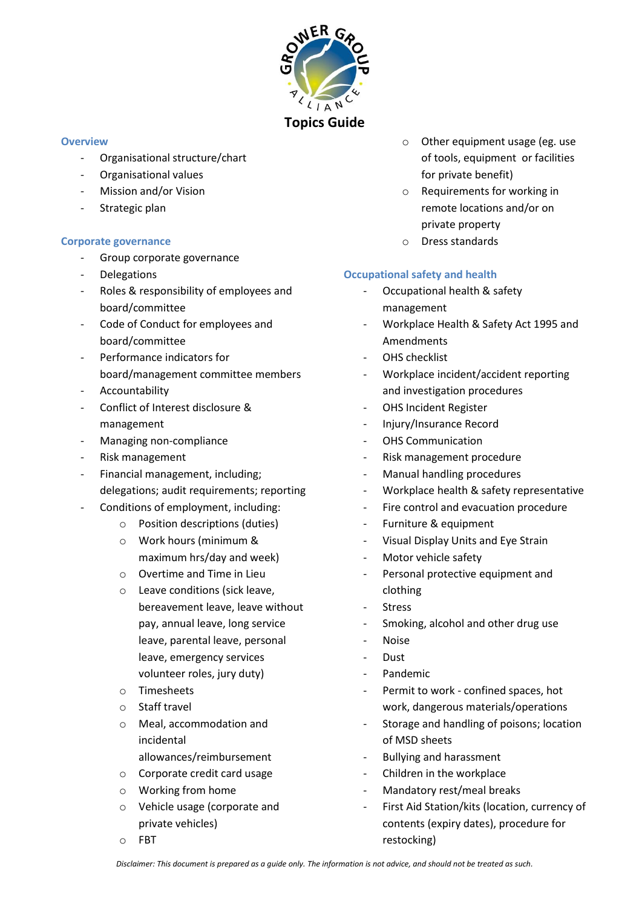# Topics Guide

## Overview

- Organisational structure/chart
- Organisational values
- Mission and/or Vision
- Strategic plan

## Corporate governance

- Group corporate governance
- Delegations
- Roles & responsibility of employees and board/committee
- Code of Conduct for employees and board/committee
- Performance indicators for board/management committee members
- Accountability
- Conflict of Interest disclosure & management
- Managing non-compliance
- Risk management
- Financial management, including; delegations; audit requirements; reporting
- Conditions of employment, including:
  - Position descriptions (duties)
  - Work hours (minimum & maximum hrs/day and week)
  - Overtime and Time in Lieu
  - Leave conditions (sick leave, bereavement leave, leave without pay, annual leave, long service leave, parental leave, personal leave, emergency services volunteer roles, jury duty)
  - Timesheets
  - Staff travel
  - Meal, accommodation and incidental allowances/reimbursement
  - Corporate credit card usage
  - Working from home
  - Vehicle usage (corporate and private vehicles)
  - FBT
  - Other equipment usage (eg. use of tools, equipment or facilities for private benefit)
  - Requirements for working in remote locations and/or on private property
  - Dress standards

## Occupational safety and health

- Occupational health & safety management
- Workplace Health & Safety Act 1995 and Amendments
- OHS checklist
- Workplace incident/accident reporting and investigation procedures
- OHS Incident Register
- Injury/Insurance Record
- OHS Communication
- Risk management procedure
- Manual handling procedures
- Workplace health & safety representative
- Fire control and evacuation procedure
- Furniture & equipment
- Visual Display Units and Eye Strain
- Motor vehicle safety
- Personal protective equipment and clothing
- Stress
- Smoking, alcohol and other drug use
- Noise
- Dust
- Pandemic
- Permit to work - confined spaces, hot work, dangerous materials/operations
- Storage and handling of poisons; location of MSD sheets
- Bullying and harassment
- Children in the workplace
- Mandatory rest/meal breaks
- First Aid Station/kits (location, currency of contents (expiry dates), procedure for restocking)

*Disclaimer: This document is prepared as a guide only. The information is not advice, and should not be treated as such.*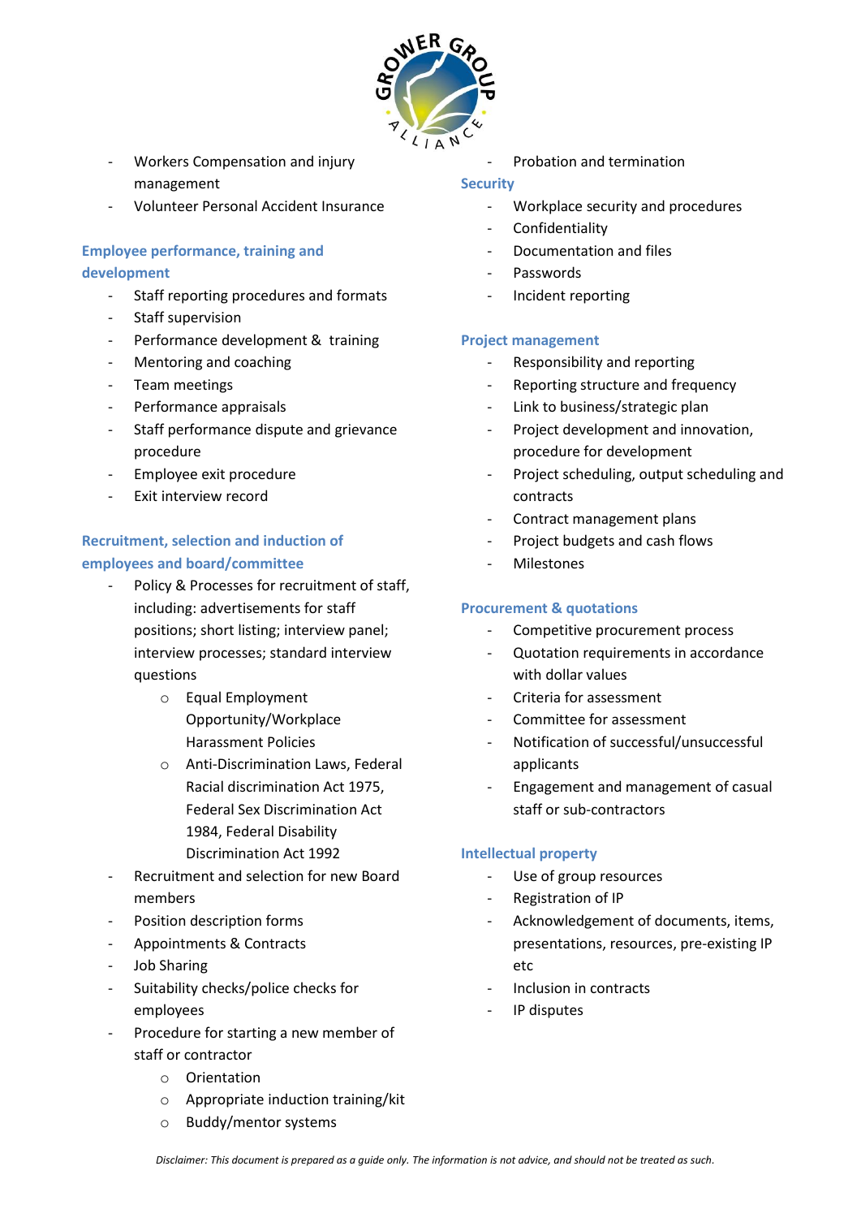- Workers Compensation and injury management
- Volunteer Personal Accident Insurance

### Employee performance, training and development

- Staff reporting procedures and formats
- Staff supervision
- Performance development & training
- Mentoring and coaching
- Team meetings
- Performance appraisals
- Staff performance dispute and grievance procedure
- Employee exit procedure
- Exit interview record

### Recruitment, selection and induction of employees and board/committee

- Policy & Processes for recruitment of staff, including: advertisements for staff positions; short listing; interview panel; interview processes; standard interview questions
    - Equal Employment Opportunity/Workplace Harassment Policies
    - Anti-Discrimination Laws, Federal Racial discrimination Act 1975, Federal Sex Discrimination Act 1984, Federal Disability Discrimination Act 1992
- Recruitment and selection for new Board members
- Position description forms
- Appointments & Contracts
- Job Sharing
- Suitability checks/police checks for employees
- Procedure for starting a new member of staff or contractor
    - Orientation
    - Appropriate induction training/kit
    - Buddy/mentor systems
- Probation and termination

### Security

- Workplace security and procedures
- Confidentiality
- Documentation and files
- Passwords
- Incident reporting

### Project management

- Responsibility and reporting
- Reporting structure and frequency
- Link to business/strategic plan
- Project development and innovation, procedure for development
- Project scheduling, output scheduling and contracts
- Contract management plans
- Project budgets and cash flows
- Milestones

### Procurement & quotations

- Competitive procurement process
- Quotation requirements in accordance with dollar values
- Criteria for assessment
- Committee for assessment
- Notification of successful/unsuccessful applicants
- Engagement and management of casual staff or sub-contractors

### Intellectual property

- Use of group resources
- Registration of IP
- Acknowledgement of documents, items, presentations, resources, pre-existing IP etc
- Inclusion in contracts
- IP disputes

*Disclaimer: This document is prepared as a guide only. The information is not advice, and should not be treated as such.*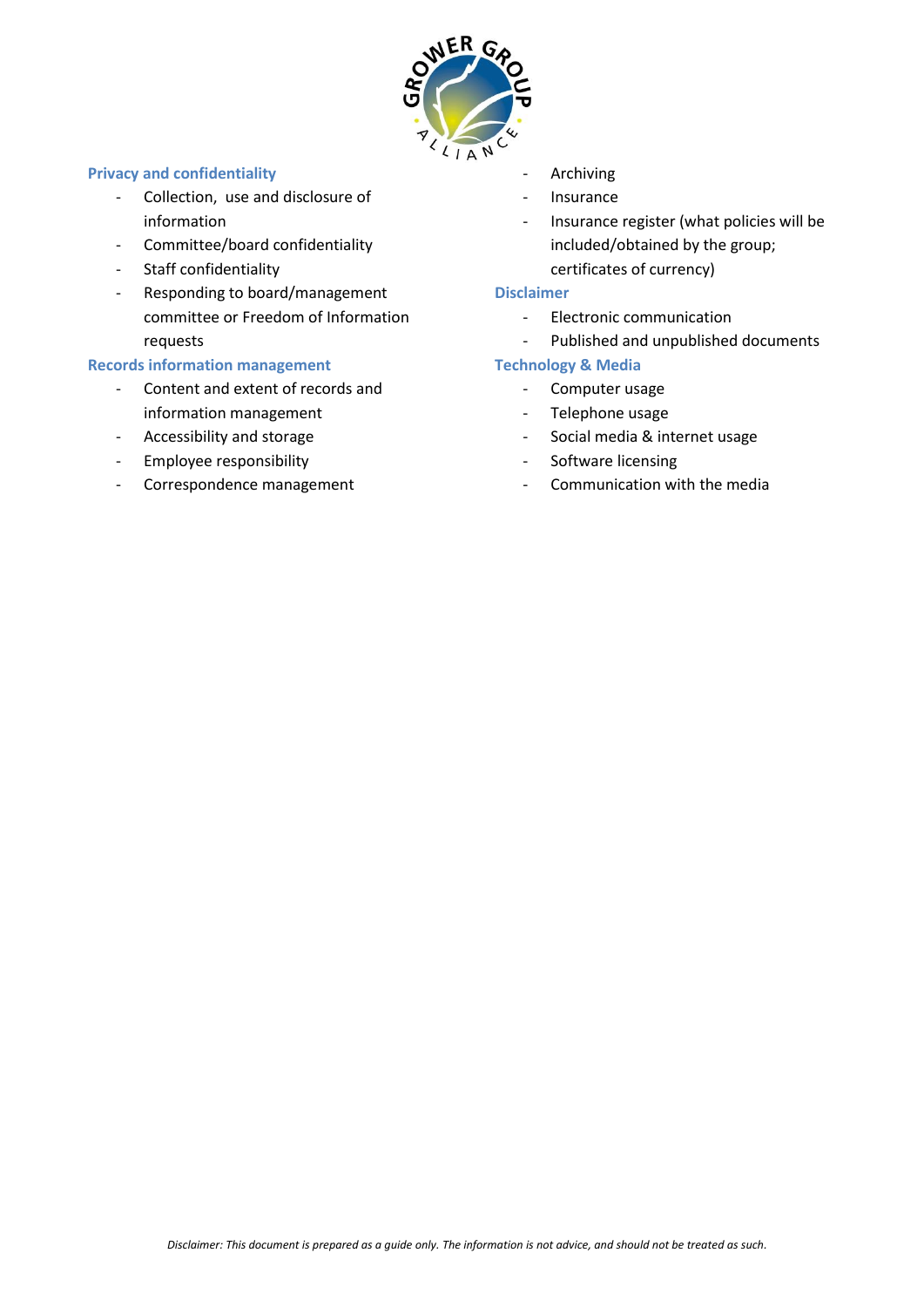### Privacy and confidentiality

- Collection, use and disclosure of information
- Committee/board confidentiality
- Staff confidentiality
- Responding to board/management committee or Freedom of Information requests

### Records information management

- Content and extent of records and information management
- Accessibility and storage
- Employee responsibility
- Correspondence management
- Archiving
- Insurance
- Insurance register (what policies will be included/obtained by the group; certificates of currency)

### Disclaimer

- Electronic communication
- Published and unpublished documents

### Technology & Media

- Computer usage
- Telephone usage
- Social media & internet usage
- Software licensing
- Communication with the media

*Disclaimer: This document is prepared as a guide only. The information is not advice, and should not be treated as such.*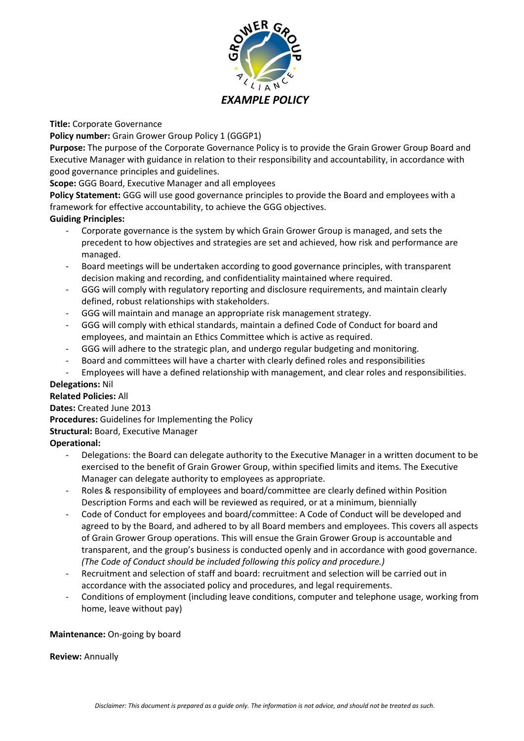# *EXAMPLE POLICY*

**Title:** Corporate Governance

**Policy number:** Grain Grower Group Policy 1 (GGGP1)

**Purpose:** The purpose of the Corporate Governance Policy is to provide the Grain Grower Group Board and Executive Manager with guidance in relation to their responsibility and accountability, in accordance with good governance principles and guidelines.

**Scope:** GGG Board, Executive Manager and all employees

**Policy Statement:** GGG will use good governance principles to provide the Board and employees with a framework for effective accountability, to achieve the GGG objectives.

**Guiding Principles:**

- Corporate governance is the system by which Grain Grower Group is managed, and sets the precedent to how objectives and strategies are set and achieved, how risk and performance are managed.
- Board meetings will be undertaken according to good governance principles, with transparent decision making and recording, and confidentiality maintained where required.
- GGG will comply with regulatory reporting and disclosure requirements, and maintain clearly defined, robust relationships with stakeholders.
- GGG will maintain and manage an appropriate risk management strategy.
- GGG will comply with ethical standards, maintain a defined Code of Conduct for board and employees, and maintain an Ethics Committee which is active as required.
- GGG will adhere to the strategic plan, and undergo regular budgeting and monitoring.
- Board and committees will have a charter with clearly defined roles and responsibilities
- Employees will have a defined relationship with management, and clear roles and responsibilities.

**Delegations:** Nil

**Related Policies:** All

**Dates:** Created June 2013

**Procedures:** Guidelines for Implementing the Policy

**Structural:** Board, Executive Manager

**Operational:**

- Delegations: the Board can delegate authority to the Executive Manager in a written document to be exercised to the benefit of Grain Grower Group, within specified limits and items. The Executive Manager can delegate authority to employees as appropriate.
- Roles & responsibility of employees and board/committee are clearly defined within Position Description Forms and each will be reviewed as required, or at a minimum, biennially
- Code of Conduct for employees and board/committee: A Code of Conduct will be developed and agreed to by the Board, and adhered to by all Board members and employees. This covers all aspects of Grain Grower Group operations. This will ensue the Grain Grower Group is accountable and transparent, and the group's business is conducted openly and in accordance with good governance. *(The Code of Conduct should be included following this policy and procedure.)*
- Recruitment and selection of staff and board: recruitment and selection will be carried out in accordance with the associated policy and procedures, and legal requirements.
- Conditions of employment (including leave conditions, computer and telephone usage, working from home, leave without pay)

**Maintenance:** On-going by board

**Review:** Annually

*Disclaimer: This document is prepared as a guide only. The information is not advice, and should not be treated as such.*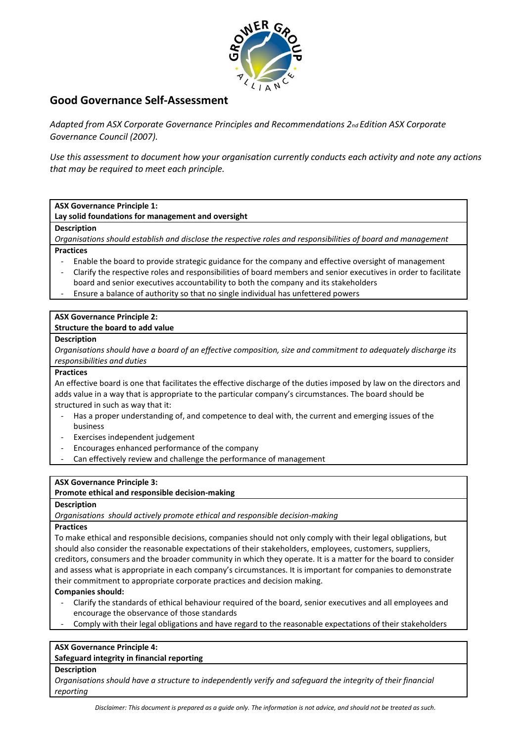## Good Governance Self-Assessment

*Adapted from ASX Corporate Governance Principles and Recommendations 2nd Edition ASX Corporate Governance Council (2007).*

*Use this assessment to document how your organisation currently conducts each activity and note any actions that may be required to meet each principle.*

| **ASX Governance Principle 1:** **Lay solid foundations for management and oversight** |
|---|
| **Description** |
| *Organisations should establish and disclose the respective roles and responsibilities of board and management* |
| **Practices**<br>- Enable the board to provide strategic guidance for the company and effective oversight of management<br>- Clarify the respective roles and responsibilities of board members and senior executives in order to facilitate board and senior executives accountability to both the company and its stakeholders<br>- Ensure a balance of authority so that no single individual has unfettered powers |

| **ASX Governance Principle 2:** **Structure the board to add value** |
|---|
| **Description** |
| *Organisations should have a board of an effective composition, size and commitment to adequately discharge its responsibilities and duties* |
| **Practices**<br>An effective board is one that facilitates the effective discharge of the duties imposed by law on the directors and adds value in a way that is appropriate to the particular company's circumstances. The board should be structured in such as way that it:<br>- Has a proper understanding of, and competence to deal with, the current and emerging issues of the business<br>- Exercises independent judgement<br>- Encourages enhanced performance of the company<br>- Can effectively review and challenge the performance of management |

| **ASX Governance Principle 3:** **Promote ethical and responsible decision-making** |
|---|
| **Description** |
| *Organisations should actively promote ethical and responsible decision-making* |
| **Practices**<br>To make ethical and responsible decisions, companies should not only comply with their legal obligations, but should also consider the reasonable expectations of their stakeholders, employees, customers, suppliers, creditors, consumers and the broader community in which they operate. It is a matter for the board to consider and assess what is appropriate in each company's circumstances. It is important for companies to demonstrate their commitment to appropriate corporate practices and decision making.<br>**Companies should:**<br>- Clarify the standards of ethical behaviour required of the board, senior executives and all employees and encourage the observance of those standards<br>- Comply with their legal obligations and have regard to the reasonable expectations of their stakeholders |

| **ASX Governance Principle 4:** **Safeguard integrity in financial reporting** |
|---|
| **Description** |
| *Organisations should have a structure to independently verify and safeguard the integrity of their financial reporting* |

*Disclaimer: This document is prepared as a guide only. The information is not advice, and should not be treated as such.*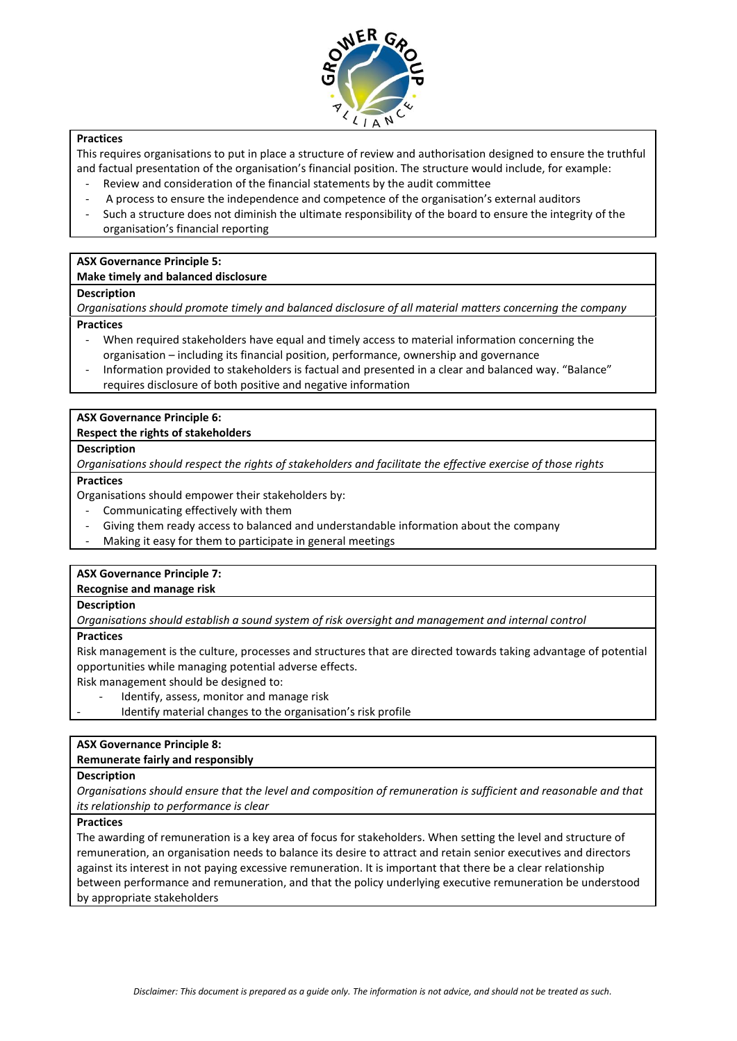**Practices**

This requires organisations to put in place a structure of review and authorisation designed to ensure the truthful and factual presentation of the organisation's financial position. The structure would include, for example:

- Review and consideration of the financial statements by the audit committee
- A process to ensure the independence and competence of the organisation's external auditors
- Such a structure does not diminish the ultimate responsibility of the board to ensure the integrity of the organisation's financial reporting

**ASX Governance Principle 5:**
**Make timely and balanced disclosure**

**Description**

*Organisations should promote timely and balanced disclosure of all material matters concerning the company*

**Practices**

- When required stakeholders have equal and timely access to material information concerning the organisation – including its financial position, performance, ownership and governance
- Information provided to stakeholders is factual and presented in a clear and balanced way. "Balance" requires disclosure of both positive and negative information

**ASX Governance Principle 6:**
**Respect the rights of stakeholders**

**Description**

*Organisations should respect the rights of stakeholders and facilitate the effective exercise of those rights*

**Practices**

Organisations should empower their stakeholders by:

- Communicating effectively with them
- Giving them ready access to balanced and understandable information about the company
- Making it easy for them to participate in general meetings

**ASX Governance Principle 7:**
**Recognise and manage risk**

**Description**

*Organisations should establish a sound system of risk oversight and management and internal control*

**Practices**

Risk management is the culture, processes and structures that are directed towards taking advantage of potential opportunities while managing potential adverse effects.

Risk management should be designed to:

- Identify, assess, monitor and manage risk
- Identify material changes to the organisation's risk profile

**ASX Governance Principle 8:**
**Remunerate fairly and responsibly**

**Description**

*Organisations should ensure that the level and composition of remuneration is sufficient and reasonable and that its relationship to performance is clear*

**Practices**

The awarding of remuneration is a key area of focus for stakeholders. When setting the level and structure of remuneration, an organisation needs to balance its desire to attract and retain senior executives and directors against its interest in not paying excessive remuneration. It is important that there be a clear relationship between performance and remuneration, and that the policy underlying executive remuneration be understood by appropriate stakeholders

*Disclaimer: This document is prepared as a guide only. The information is not advice, and should not be treated as such.*